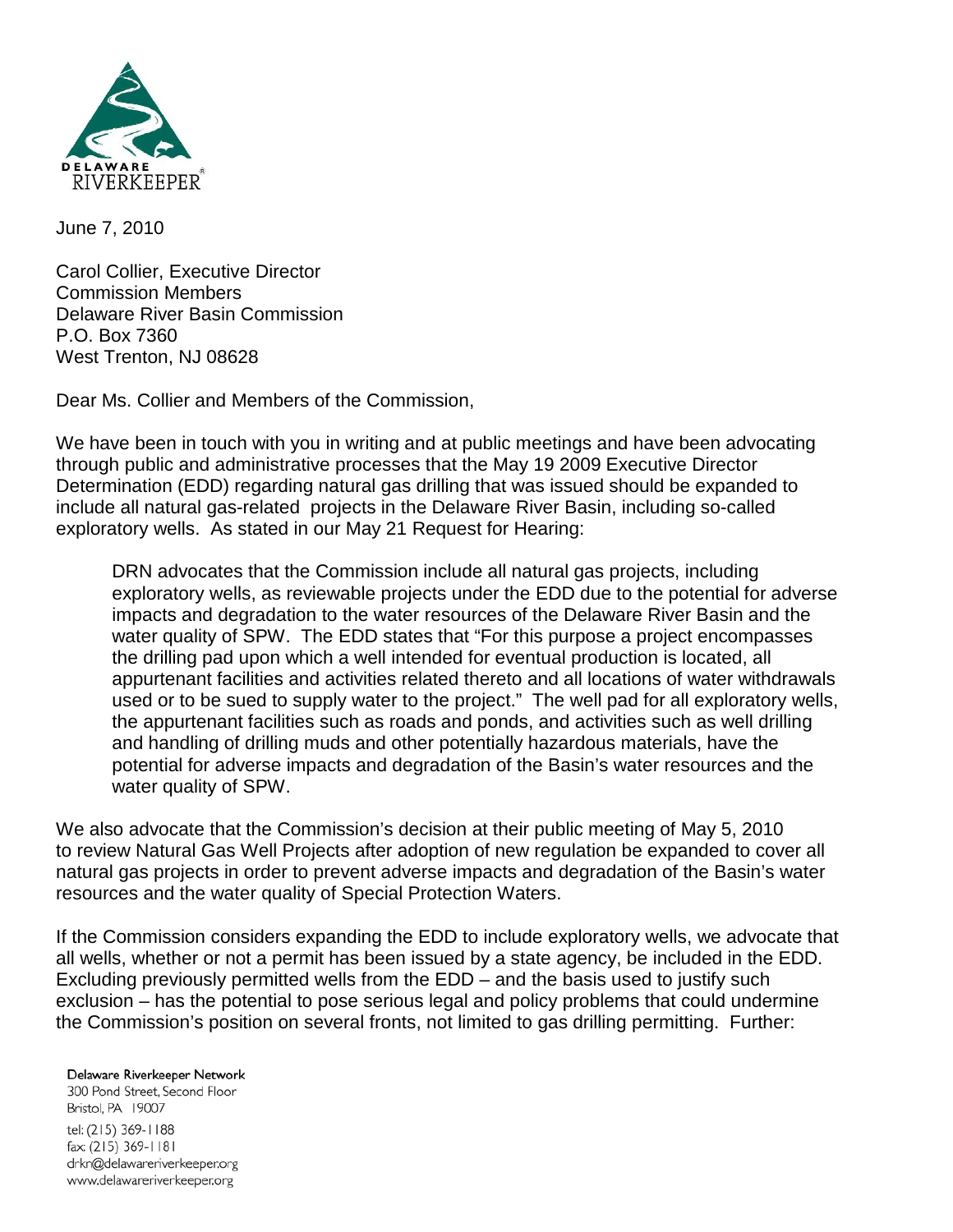DELAWARE RIVERKEEPER®

June 7, 2010

Carol Collier, Executive Director  
Commission Members  
Delaware River Basin Commission  
P.O. Box 7360  
West Trenton, NJ 08628

Dear Ms. Collier and Members of the Commission,

We have been in touch with you in writing and at public meetings and have been advocating through public and administrative processes that the May 19 2009 Executive Director Determination (EDD) regarding natural gas drilling that was issued should be expanded to include all natural gas-related projects in the Delaware River Basin, including so-called exploratory wells. As stated in our May 21 Request for Hearing:

> DRN advocates that the Commission include all natural gas projects, including exploratory wells, as reviewable projects under the EDD due to the potential for adverse impacts and degradation to the water resources of the Delaware River Basin and the water quality of SPW. The EDD states that "For this purpose a project encompasses the drilling pad upon which a well intended for eventual production is located, all appurtenant facilities and activities related thereto and all locations of water withdrawals used or to be sued to supply water to the project." The well pad for all exploratory wells, the appurtenant facilities such as roads and ponds, and activities such as well drilling and handling of drilling muds and other potentially hazardous materials, have the potential for adverse impacts and degradation of the Basin's water resources and the water quality of SPW.

We also advocate that the Commission's decision at their public meeting of May 5, 2010 to review Natural Gas Well Projects after adoption of new regulation be expanded to cover all natural gas projects in order to prevent adverse impacts and degradation of the Basin's water resources and the water quality of Special Protection Waters.

If the Commission considers expanding the EDD to include exploratory wells, we advocate that all wells, whether or not a permit has been issued by a state agency, be included in the EDD. Excluding previously permitted wells from the EDD – and the basis used to justify such exclusion – has the potential to pose serious legal and policy problems that could undermine the Commission's position on several fronts, not limited to gas drilling permitting. Further:

Delaware Riverkeeper Network  
300 Pond Street, Second Floor  
Bristol, PA 19007  
tel: (215) 369-1188  
fax: (215) 369-1181  
drkn@delawareriverkeeper.org  
www.delawareriverkeeper.org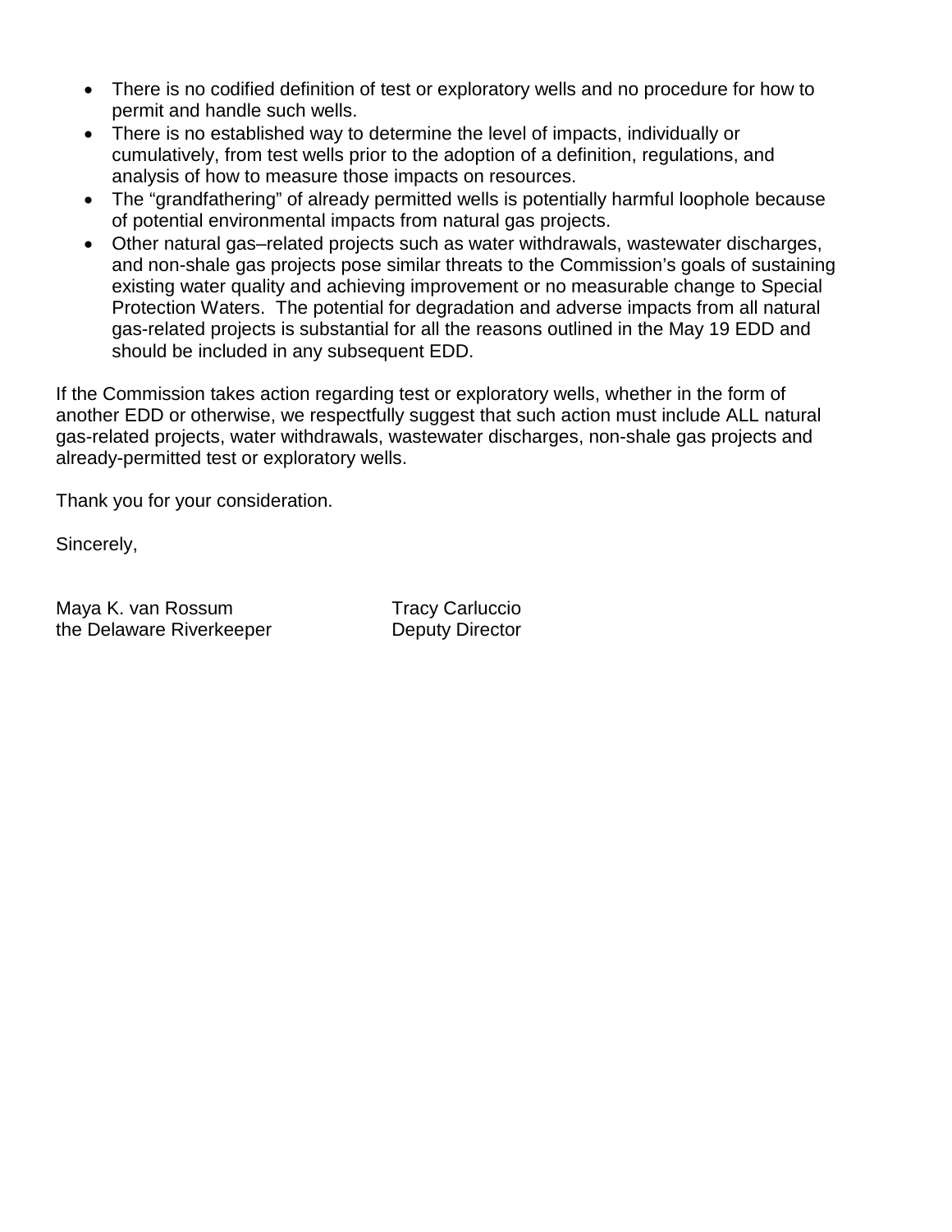- There is no codified definition of test or exploratory wells and no procedure for how to permit and handle such wells.
- There is no established way to determine the level of impacts, individually or cumulatively, from test wells prior to the adoption of a definition, regulations, and analysis of how to measure those impacts on resources.
- The "grandfathering" of already permitted wells is potentially harmful loophole because of potential environmental impacts from natural gas projects.
- Other natural gas–related projects such as water withdrawals, wastewater discharges, and non-shale gas projects pose similar threats to the Commission's goals of sustaining existing water quality and achieving improvement or no measurable change to Special Protection Waters. The potential for degradation and adverse impacts from all natural gas-related projects is substantial for all the reasons outlined in the May 19 EDD and should be included in any subsequent EDD.

If the Commission takes action regarding test or exploratory wells, whether in the form of another EDD or otherwise, we respectfully suggest that such action must include ALL natural gas-related projects, water withdrawals, wastewater discharges, non-shale gas projects and already-permitted test or exploratory wells.

Thank you for your consideration.

Sincerely,

Maya K. van Rossum
the Delaware Riverkeeper

Tracy Carluccio
Deputy Director